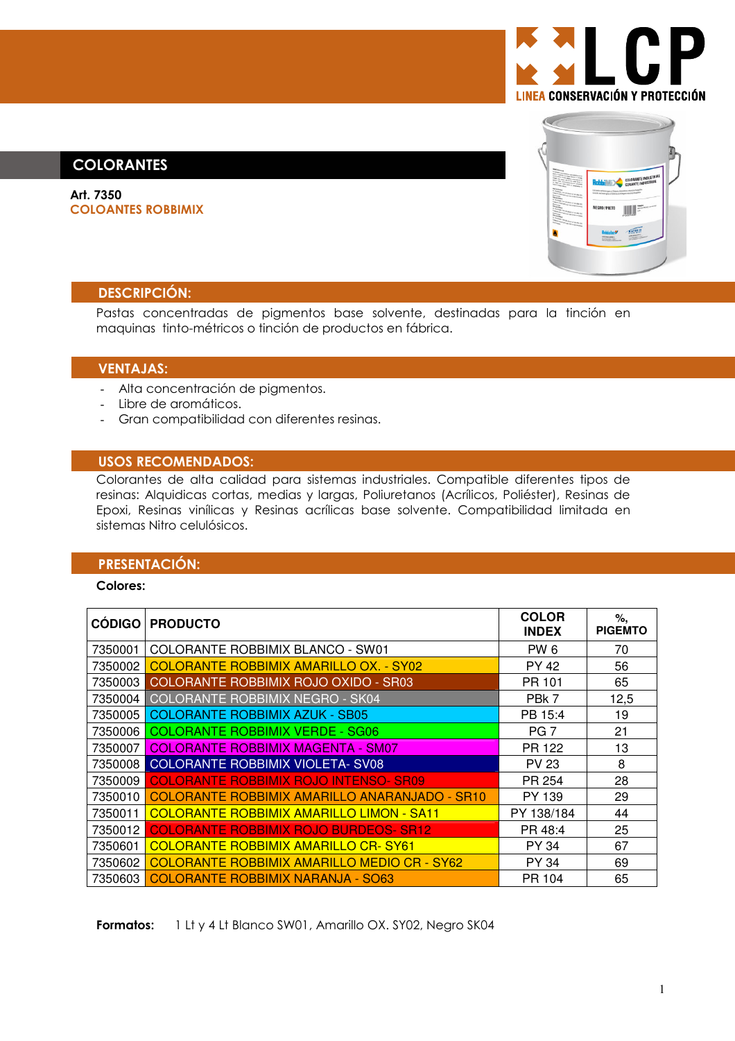LCP
LINEA CONSERVACIÓN Y PROTECCIÓN

# COLORANTES

**Art. 7350**
**COLOANTES ROBBIMIX**

## DESCRIPCIÓN:

Pastas concentradas de pigmentos base solvente, destinadas para la tinción en maquinas tinto-métricos o tinción de productos en fábrica.

## VENTAJAS:

- Alta concentración de pigmentos.
- Libre de aromáticos.
- Gran compatibilidad con diferentes resinas.

## USOS RECOMENDADOS:

Colorantes de alta calidad para sistemas industriales. Compatible diferentes tipos de resinas: Alquidicas cortas, medias y largas, Poliuretanos (Acrílicos, Poliéster), Resinas de Epoxi, Resinas vinílicas y Resinas acrílicas base solvente. Compatibilidad limitada en sistemas Nitro celulósicos.

## PRESENTACIÓN:

**Colores:**

| CÓDIGO | PRODUCTO | COLOR INDEX | %, PIGEMTO |
|---|---|---|---|
| 7350001 | COLORANTE ROBBIMIX BLANCO - SW01 | PW 6 | 70 |
| 7350002 | COLORANTE ROBBIMIX AMARILLO OX. - SY02 | PY 42 | 56 |
| 7350003 | COLORANTE ROBBIMIX ROJO OXIDO - SR03 | PR 101 | 65 |
| 7350004 | COLORANTE ROBBIMIX NEGRO - SK04 | PBk 7 | 12,5 |
| 7350005 | COLORANTE ROBBIMIX AZUK - SB05 | PB 15:4 | 19 |
| 7350006 | COLORANTE ROBBIMIX VERDE - SG06 | PG 7 | 21 |
| 7350007 | COLORANTE ROBBIMIX MAGENTA - SM07 | PR 122 | 13 |
| 7350008 | COLORANTE ROBBIMIX VIOLETA- SV08 | PV 23 | 8 |
| 7350009 | COLORANTE ROBBIMIX ROJO INTENSO- SR09 | PR 254 | 28 |
| 7350010 | COLORANTE ROBBIMIX AMARILLO ANARANJADO - SR10 | PY 139 | 29 |
| 7350011 | COLORANTE ROBBIMIX AMARILLO LIMON - SA11 | PY 138/184 | 44 |
| 7350012 | COLORANTE ROBBIMIX ROJO BURDEOS- SR12 | PR 48:4 | 25 |
| 7350601 | COLORANTE ROBBIMIX AMARILLO CR- SY61 | PY 34 | 67 |
| 7350602 | COLORANTE ROBBIMIX AMARILLO MEDIO CR - SY62 | PY 34 | 69 |
| 7350603 | COLORANTE ROBBIMIX NARANJA - SO63 | PR 104 | 65 |

**Formatos:** 1 Lt y 4 Lt Blanco SW01, Amarillo OX. SY02, Negro SK04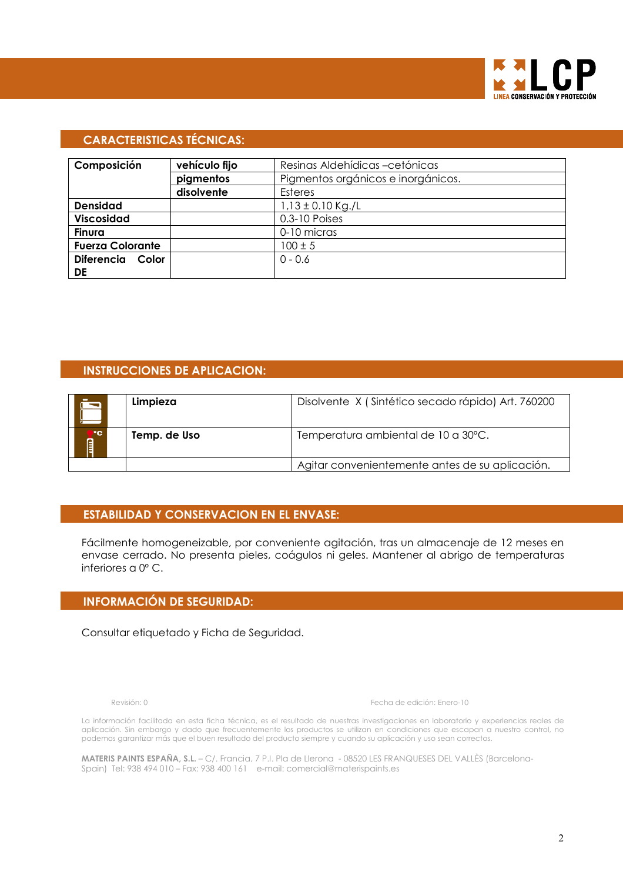## CARACTERISTICAS TÉCNICAS:

| | | |
|---|---|---|
| **Composición** | **vehículo fijo** | Resinas Aldehídicas –cetónicas |
| | **pigmentos** | Pigmentos orgánicos e inorgánicos. |
| | **disolvente** | Esteres |
| **Densidad** | | 1,13 ± 0.10 Kg./L |
| **Viscosidad** | | 0.3-10 Poises |
| **Finura** | | 0-10 micras |
| **Fuerza Colorante** | | 100 ± 5 |
| **Diferencia Color DE** | | 0 - 0.6 |

## INSTRUCCIONES DE APLICACION:

| | | |
|---|---|---|
| | **Limpieza** | Disolvente X ( Sintético secado rápido) Art. 760200 |
| | **Temp. de Uso** | Temperatura ambiental de 10 a 30°C. |
| | | Agitar convenientemente antes de su aplicación. |

## ESTABILIDAD Y CONSERVACION EN EL ENVASE:

Fácilmente homogeneizable, por conveniente agitación, tras un almacenaje de 12 meses en envase cerrado. No presenta pieles, coágulos ni geles. Mantener al abrigo de temperaturas inferiores a 0° C.

## INFORMACIÓN DE SEGURIDAD:

Consultar etiquetado y Ficha de Seguridad.

Revisión: 0 Fecha de edición: Enero-10

La información facilitada en esta ficha técnica, es el resultado de nuestras investigaciones en laboratorio y experiencias reales de aplicación. Sin embargo y dado que frecuentemente los productos se utilizan en condiciones que escapan a nuestro control, no podemos garantizar más que el buen resultado del producto siempre y cuando su aplicación y uso sean correctos.

**MATERIS PAINTS ESPAÑA, S.L.** – C/. Francia, 7 P.I. Pla de Llerona - 08520 LES FRANQUESES DEL VALLÈS (Barcelona-Spain) Tel: 938 494 010 – Fax: 938 400 161 e-mail: comercial@materispaints.es